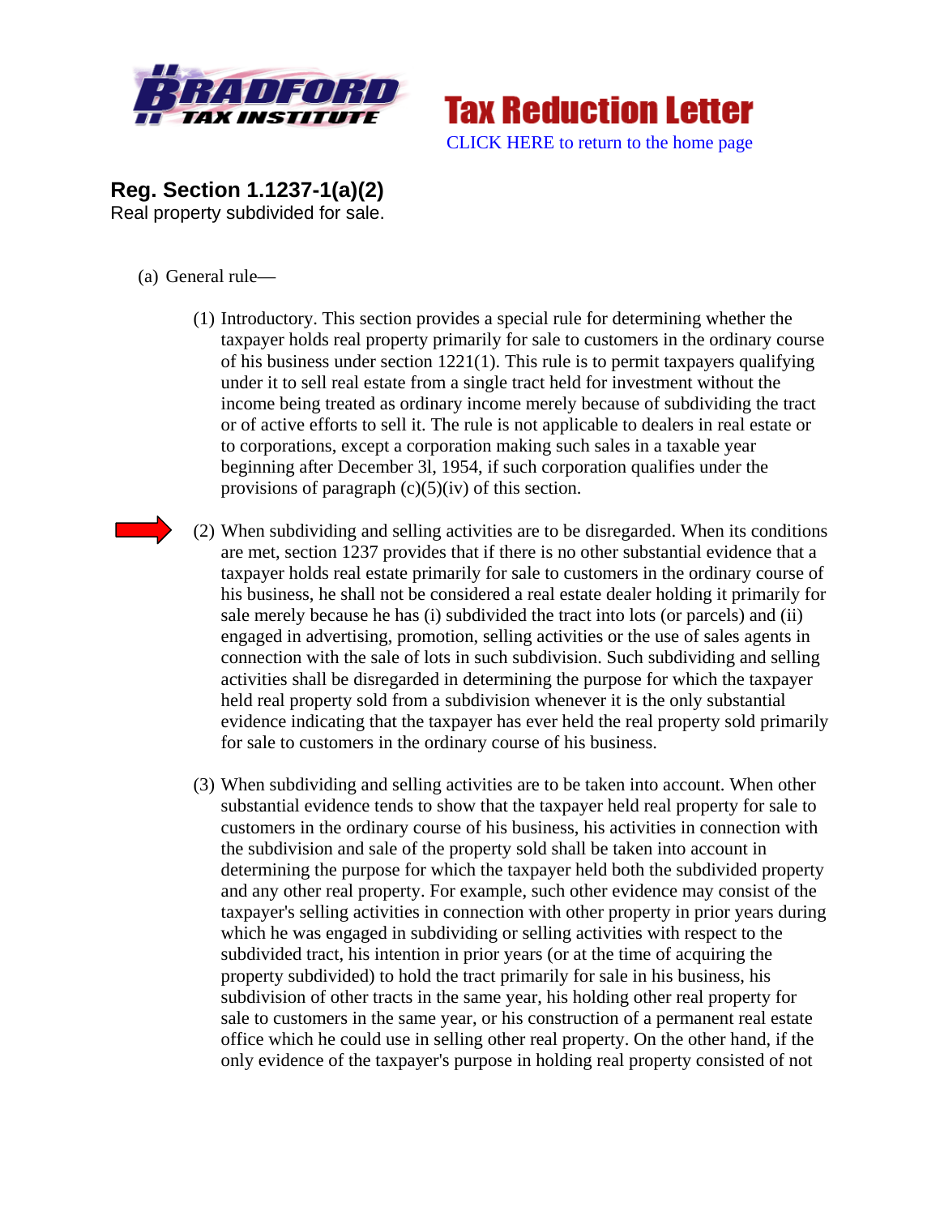Bradford Tax Institute — Tax Reduction Letter

CLICK HERE to return to the home page

## Reg. Section 1.1237-1(a)(2)

Real property subdivided for sale.

(a) General rule—

(1) Introductory. This section provides a special rule for determining whether the taxpayer holds real property primarily for sale to customers in the ordinary course of his business under section 1221(1). This rule is to permit taxpayers qualifying under it to sell real estate from a single tract held for investment without the income being treated as ordinary income merely because of subdividing the tract or of active efforts to sell it. The rule is not applicable to dealers in real estate or to corporations, except a corporation making such sales in a taxable year beginning after December 3l, 1954, if such corporation qualifies under the provisions of paragraph (c)(5)(iv) of this section.

(2) When subdividing and selling activities are to be disregarded. When its conditions are met, section 1237 provides that if there is no other substantial evidence that a taxpayer holds real estate primarily for sale to customers in the ordinary course of his business, he shall not be considered a real estate dealer holding it primarily for sale merely because he has (i) subdivided the tract into lots (or parcels) and (ii) engaged in advertising, promotion, selling activities or the use of sales agents in connection with the sale of lots in such subdivision. Such subdividing and selling activities shall be disregarded in determining the purpose for which the taxpayer held real property sold from a subdivision whenever it is the only substantial evidence indicating that the taxpayer has ever held the real property sold primarily for sale to customers in the ordinary course of his business.

(3) When subdividing and selling activities are to be taken into account. When other substantial evidence tends to show that the taxpayer held real property for sale to customers in the ordinary course of his business, his activities in connection with the subdivision and sale of the property sold shall be taken into account in determining the purpose for which the taxpayer held both the subdivided property and any other real property. For example, such other evidence may consist of the taxpayer's selling activities in connection with other property in prior years during which he was engaged in subdividing or selling activities with respect to the subdivided tract, his intention in prior years (or at the time of acquiring the property subdivided) to hold the tract primarily for sale in his business, his subdivision of other tracts in the same year, his holding other real property for sale to customers in the same year, or his construction of a permanent real estate office which he could use in selling other real property. On the other hand, if the only evidence of the taxpayer's purpose in holding real property consisted of not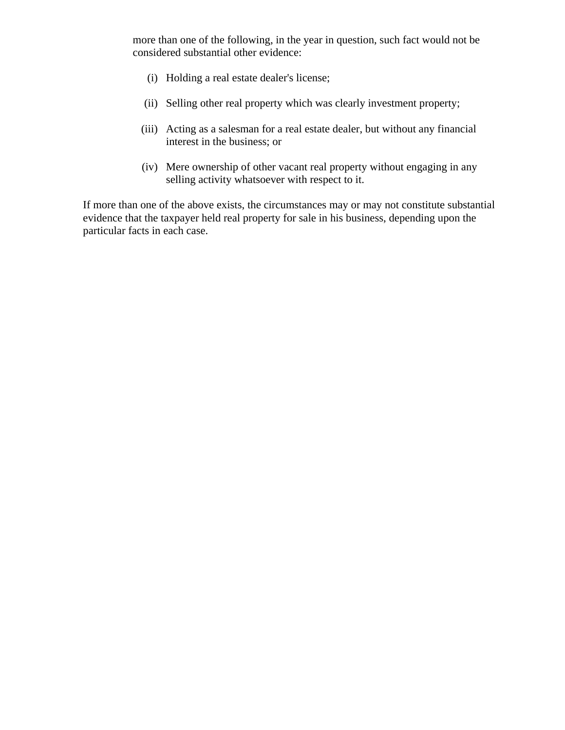more than one of the following, in the year in question, such fact would not be considered substantial other evidence:

(i) Holding a real estate dealer's license;

(ii) Selling other real property which was clearly investment property;

(iii) Acting as a salesman for a real estate dealer, but without any financial interest in the business; or

(iv) Mere ownership of other vacant real property without engaging in any selling activity whatsoever with respect to it.

If more than one of the above exists, the circumstances may or may not constitute substantial evidence that the taxpayer held real property for sale in his business, depending upon the particular facts in each case.